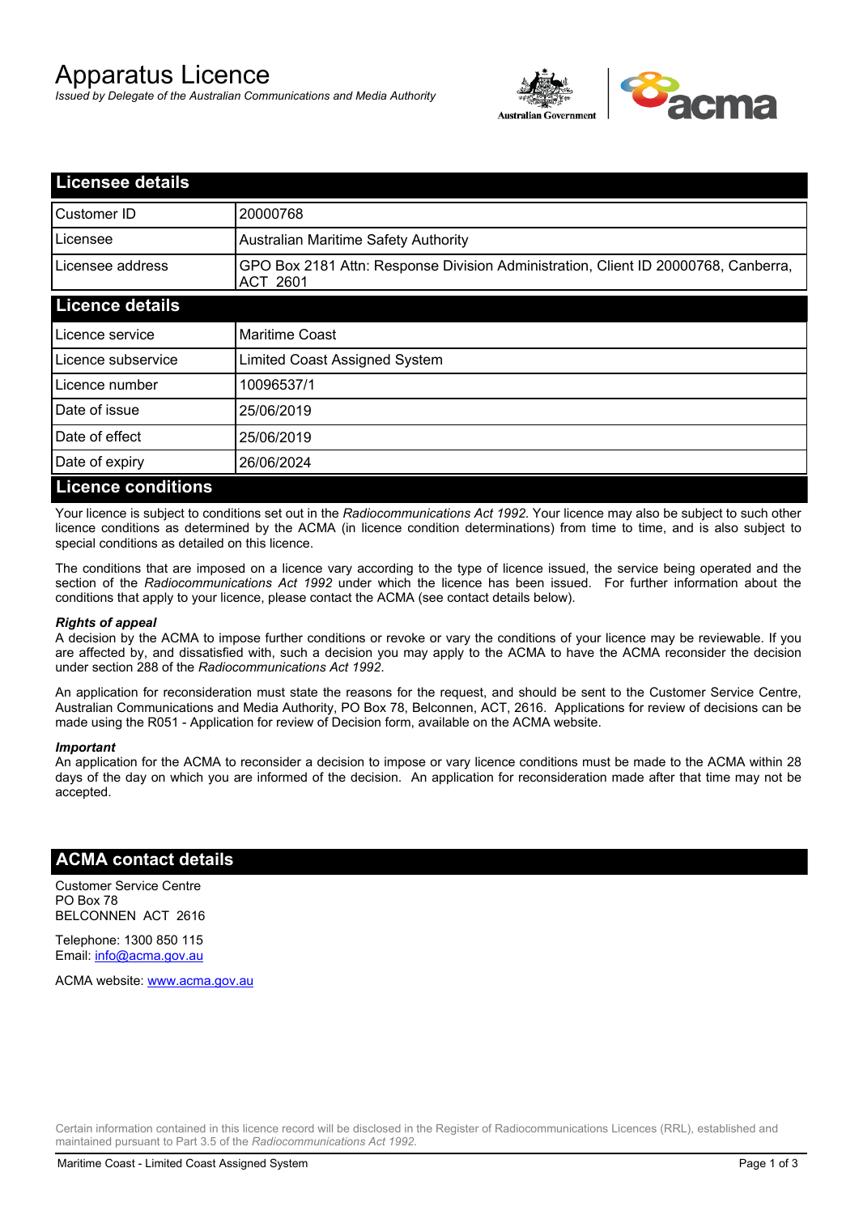# Apparatus Licence

*Issued by Delegate of the Australian Communications and Media Authority*

## Licensee details

| | |
|---|---|
| Customer ID | 20000768 |
| Licensee | Australian Maritime Safety Authority |
| Licensee address | GPO Box 2181 Attn: Response Division Administration, Client ID 20000768, Canberra, ACT 2601 |

## Licence details

| | |
|---|---|
| Licence service | Maritime Coast |
| Licence subservice | Limited Coast Assigned System |
| Licence number | 10096537/1 |
| Date of issue | 25/06/2019 |
| Date of effect | 25/06/2019 |
| Date of expiry | 26/06/2024 |

## Licence conditions

Your licence is subject to conditions set out in the *Radiocommunications Act 1992*. Your licence may also be subject to such other licence conditions as determined by the ACMA (in licence condition determinations) from time to time, and is also subject to special conditions as detailed on this licence.

The conditions that are imposed on a licence vary according to the type of licence issued, the service being operated and the section of the *Radiocommunications Act 1992* under which the licence has been issued. For further information about the conditions that apply to your licence, please contact the ACMA (see contact details below).

***Rights of appeal***

A decision by the ACMA to impose further conditions or revoke or vary the conditions of your licence may be reviewable. If you are affected by, and dissatisfied with, such a decision you may apply to the ACMA to have the ACMA reconsider the decision under section 288 of the *Radiocommunications Act 1992*.

An application for reconsideration must state the reasons for the request, and should be sent to the Customer Service Centre, Australian Communications and Media Authority, PO Box 78, Belconnen, ACT, 2616. Applications for review of decisions can be made using the R051 - Application for review of Decision form, available on the ACMA website.

***Important***

An application for the ACMA to reconsider a decision to impose or vary licence conditions must be made to the ACMA within 28 days of the day on which you are informed of the decision. An application for reconsideration made after that time may not be accepted.

## ACMA contact details

Customer Service Centre
PO Box 78
BELCONNEN ACT 2616

Telephone: 1300 850 115
Email: info@acma.gov.au

ACMA website: www.acma.gov.au

Certain information contained in this licence record will be disclosed in the Register of Radiocommunications Licences (RRL), established and maintained pursuant to Part 3.5 of the *Radiocommunications Act 1992.*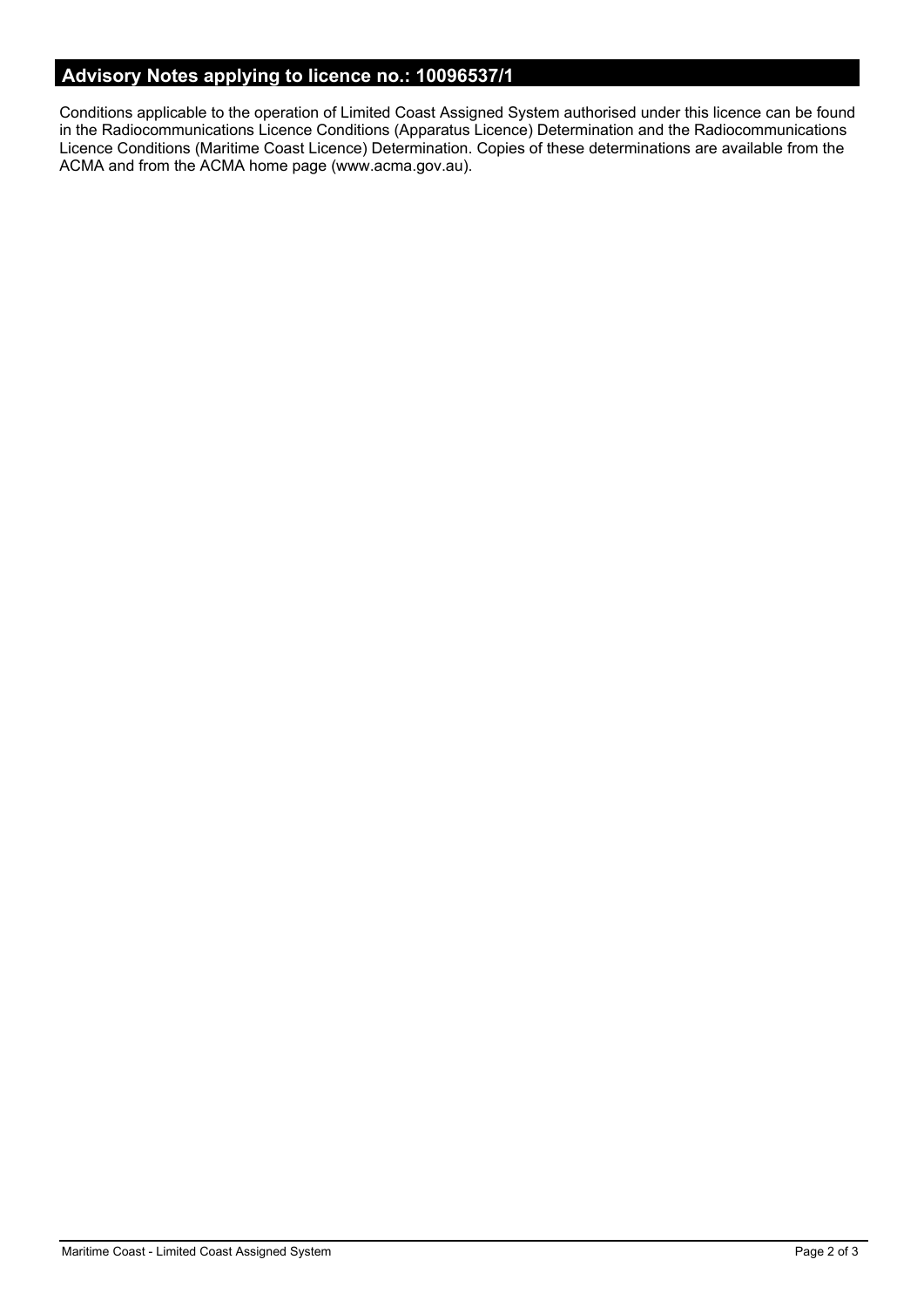## Advisory Notes applying to licence no.: 10096537/1

Conditions applicable to the operation of Limited Coast Assigned System authorised under this licence can be found in the Radiocommunications Licence Conditions (Apparatus Licence) Determination and the Radiocommunications Licence Conditions (Maritime Coast Licence) Determination. Copies of these determinations are available from the ACMA and from the ACMA home page (www.acma.gov.au).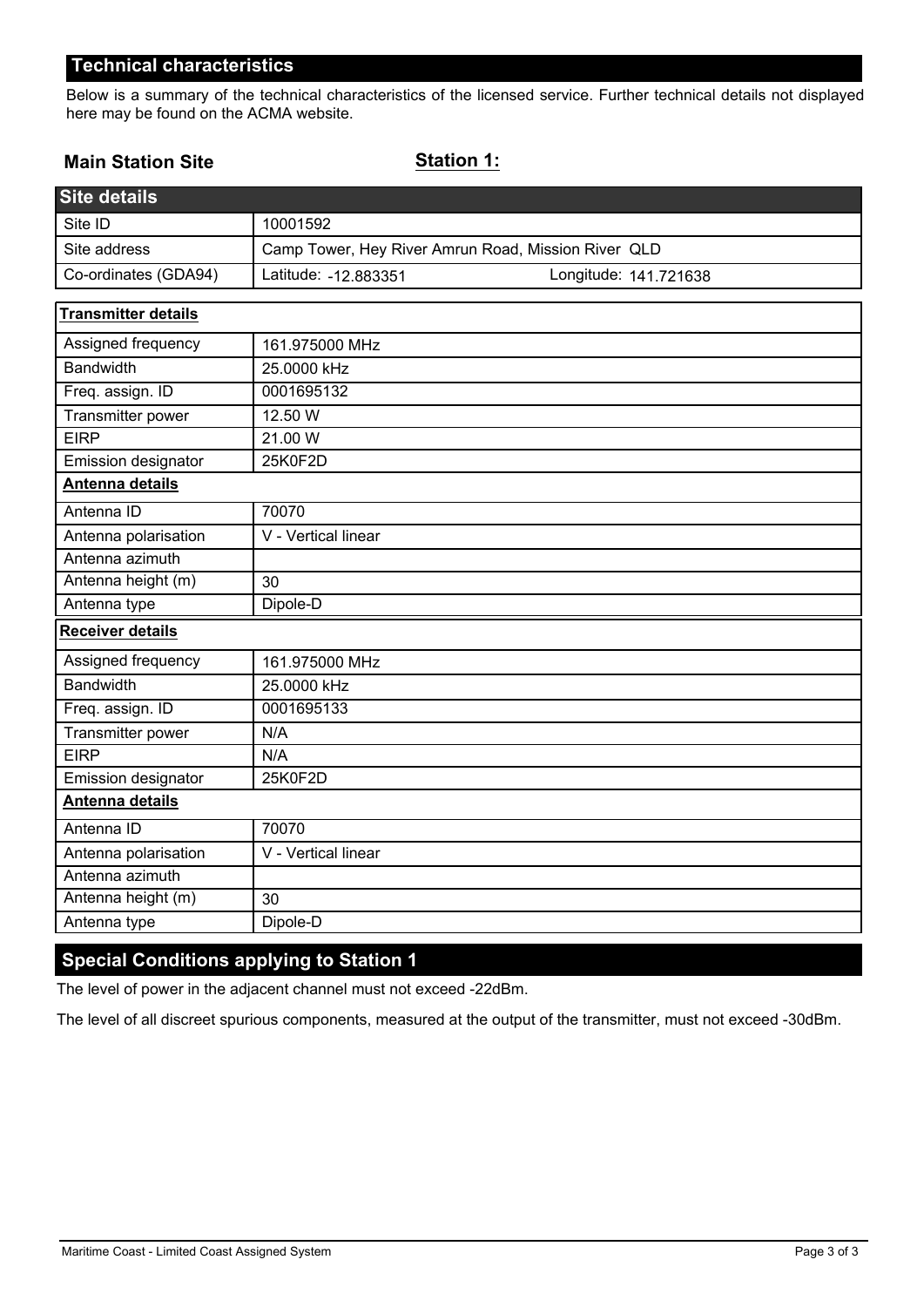## Technical characteristics

Below is a summary of the technical characteristics of the licensed service. Further technical details not displayed here may be found on the ACMA website.

**Main Station Site** **Station 1:**

| Site details | |
|---|---|
| Site ID | 10001592 |
| Site address | Camp Tower, Hey River Amrun Road, Mission River QLD |
| Co-ordinates (GDA94) | Latitude: -12.883351 Longitude: 141.721638 |

| **Transmitter details** | |
|---|---|
| Assigned frequency | 161.975000 MHz |
| Bandwidth | 25.0000 kHz |
| Freq. assign. ID | 0001695132 |
| Transmitter power | 12.50 W |
| EIRP | 21.00 W |
| Emission designator | 25K0F2D |
| **Antenna details** | |
| Antenna ID | 70070 |
| Antenna polarisation | V - Vertical linear |
| Antenna azimuth | |
| Antenna height (m) | 30 |
| Antenna type | Dipole-D |
| **Receiver details** | |
| Assigned frequency | 161.975000 MHz |
| Bandwidth | 25.0000 kHz |
| Freq. assign. ID | 0001695133 |
| Transmitter power | N/A |
| EIRP | N/A |
| Emission designator | 25K0F2D |
| **Antenna details** | |
| Antenna ID | 70070 |
| Antenna polarisation | V - Vertical linear |
| Antenna azimuth | |
| Antenna height (m) | 30 |
| Antenna type | Dipole-D |

## Special Conditions applying to Station 1

The level of power in the adjacent channel must not exceed -22dBm.

The level of all discreet spurious components, measured at the output of the transmitter, must not exceed -30dBm.